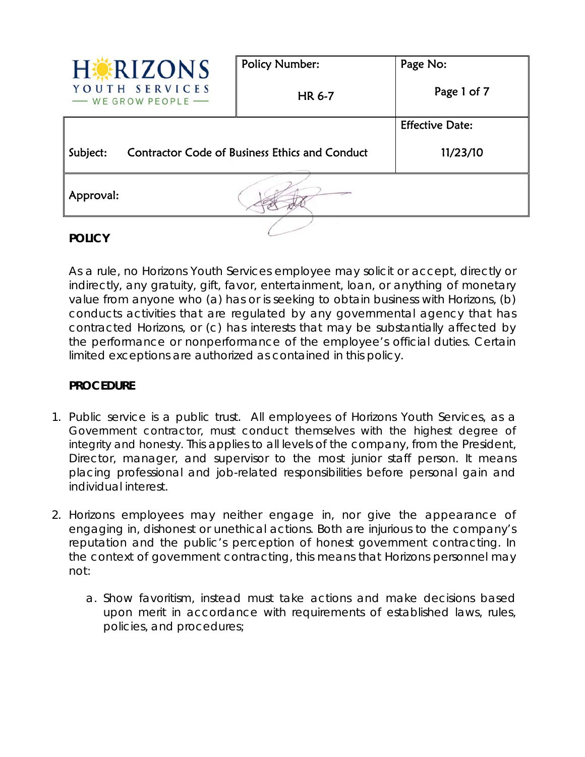| HORIZONS YOUTH SERVICES — WE GROW PEOPLE — | Policy Number: HR 6-7 | Page No: Page 1 of 7 |
| --- | --- | --- |
| Subject: Contractor Code of Business Ethics and Conduct | | Effective Date: 11/23/10 |
| Approval: | | |

**POLICY**

As a rule, no Horizons Youth Services employee may solicit or accept, directly or indirectly, any gratuity, gift, favor, entertainment, loan, or anything of monetary value from anyone who (a) has or is seeking to obtain business with Horizons, (b) conducts activities that are regulated by any governmental agency that has contracted Horizons, or (c) has interests that may be substantially affected by the performance or nonperformance of the employee's official duties. Certain limited exceptions are authorized as contained in this policy.

**PROCEDURE**

1. Public service is a public trust. All employees of Horizons Youth Services, as a Government contractor, must conduct themselves with the highest degree of integrity and honesty. This applies to all levels of the company, from the President, Director, manager, and supervisor to the most junior staff person. It means placing professional and job-related responsibilities before personal gain and individual interest.

2. Horizons employees may neither engage in, nor give the appearance of engaging in, dishonest or unethical actions. Both are injurious to the company's reputation and the public's perception of honest government contracting. In the context of government contracting, this means that Horizons personnel may not:

   a. Show favoritism, instead must take actions and make decisions based upon merit in accordance with requirements of established laws, rules, policies, and procedures;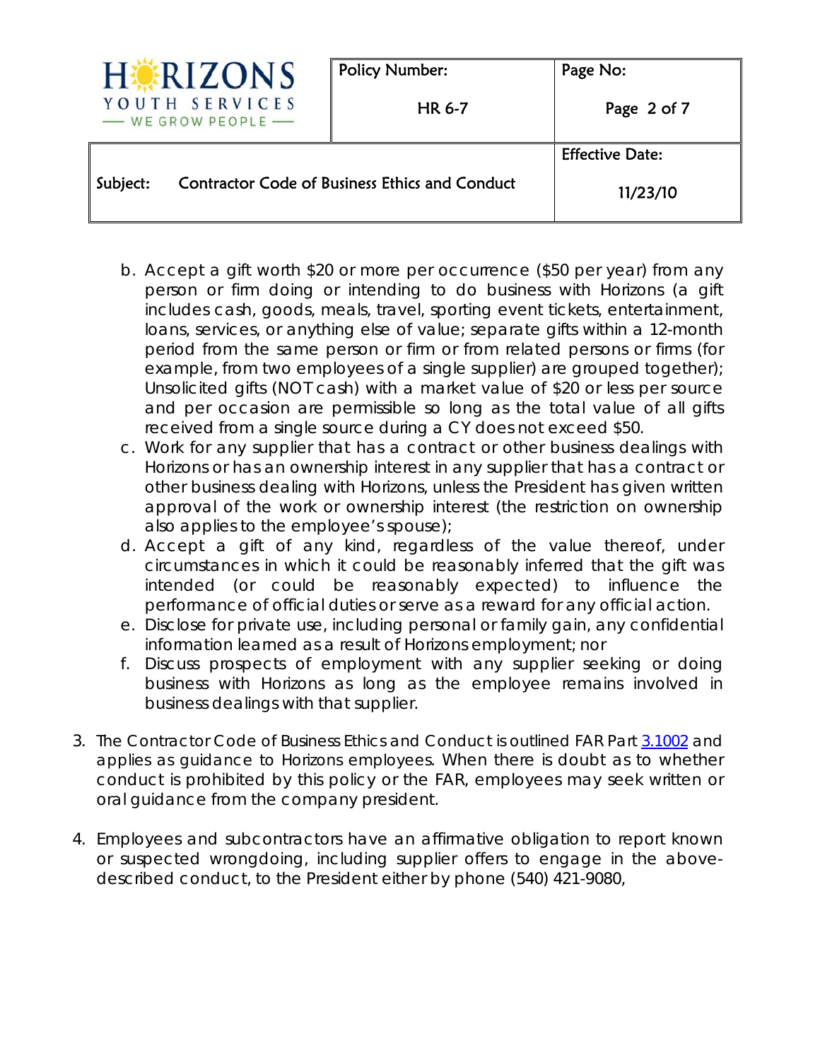b. Accept a gift worth $20 or more per occurrence ($50 per year) from any person or firm doing or intending to do business with Horizons (a gift includes cash, goods, meals, travel, sporting event tickets, entertainment, loans, services, or anything else of value; separate gifts within a 12-month period from the same person or firm or from related persons or firms (for example, from two employees of a single supplier) are grouped together); Unsolicited gifts (NOT cash) with a market value of $20 or less per source and per occasion are permissible so long as the total value of all gifts received from a single source during a CY does not exceed $50.

c. Work for any supplier that has a contract or other business dealings with Horizons or has an ownership interest in any supplier that has a contract or other business dealing with Horizons, unless the President has given written approval of the work or ownership interest (the restriction on ownership also applies to the employee's spouse);

d. Accept a gift of any kind, regardless of the value thereof, under circumstances in which it could be reasonably inferred that the gift was intended (or could be reasonably expected) to influence the performance of official duties or serve as a reward for any official action.

e. Disclose for private use, including personal or family gain, any confidential information learned as a result of Horizons employment; nor

f. Discuss prospects of employment with any supplier seeking or doing business with Horizons as long as the employee remains involved in business dealings with that supplier.

3. The Contractor Code of Business Ethics and Conduct is outlined FAR Part 3.1002 and applies as guidance to Horizons employees. When there is doubt as to whether conduct is prohibited by this policy or the FAR, employees may seek written or oral guidance from the company president.

4. Employees and subcontractors have an affirmative obligation to report known or suspected wrongdoing, including supplier offers to engage in the above-described conduct, to the President either by phone (540) 421-9080,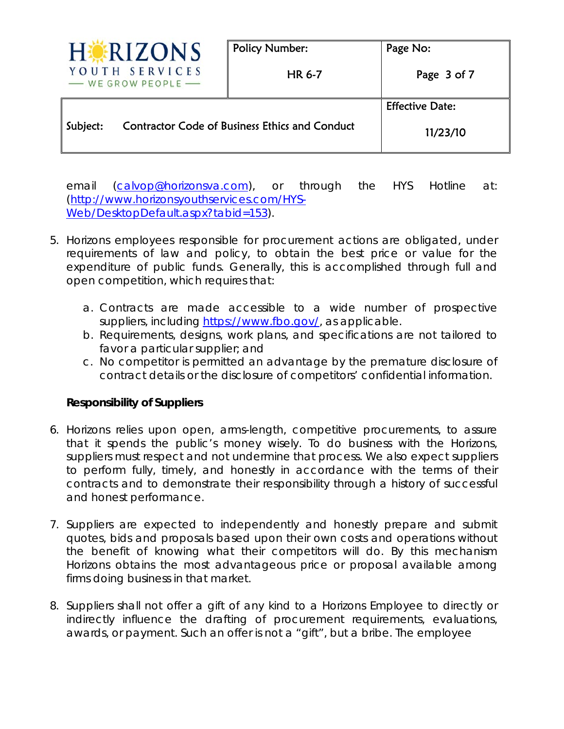email (calvop@horizonsva.com), or through the HYS Hotline at: (http://www.horizonsyouthservices.com/HYS-Web/DesktopDefault.aspx?tabid=153).

5. Horizons employees responsible for procurement actions are obligated, under requirements of law and policy, to obtain the best price or value for the expenditure of public funds. Generally, this is accomplished through full and open competition, which requires that:

   a. Contracts are made accessible to a wide number of prospective suppliers, including https://www.fbo.gov/, as applicable.
   b. Requirements, designs, work plans, and specifications are not tailored to favor a particular supplier; and
   c. No competitor is permitted an advantage by the premature disclosure of contract details or the disclosure of competitors' confidential information.

**Responsibility of Suppliers**

6. Horizons relies upon open, arms-length, competitive procurements, to assure that it spends the public's money wisely. To do business with the Horizons, suppliers must respect and not undermine that process. We also expect suppliers to perform fully, timely, and honestly in accordance with the terms of their contracts and to demonstrate their responsibility through a history of successful and honest performance.

7. Suppliers are expected to independently and honestly prepare and submit quotes, bids and proposals based upon their own costs and operations without the benefit of knowing what their competitors will do. By this mechanism Horizons obtains the most advantageous price or proposal available among firms doing business in that market.

8. Suppliers shall not offer a gift of any kind to a Horizons Employee to directly or indirectly influence the drafting of procurement requirements, evaluations, awards, or payment. Such an offer is not a "gift", but a bribe. The employee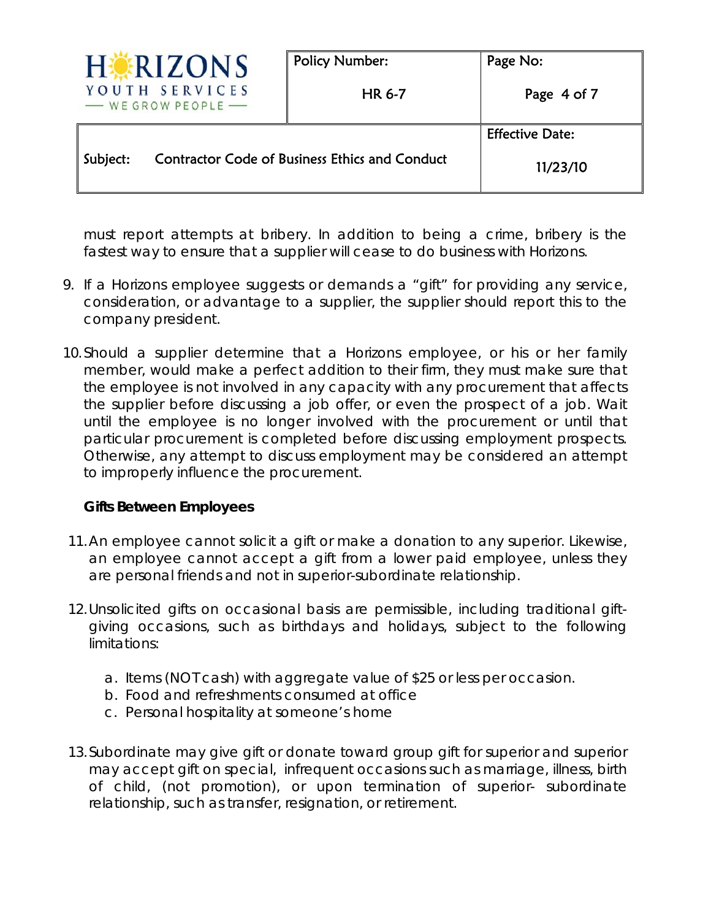must report attempts at bribery. In addition to being a crime, bribery is the fastest way to ensure that a supplier will cease to do business with Horizons.

9. If a Horizons employee suggests or demands a "gift" for providing any service, consideration, or advantage to a supplier, the supplier should report this to the company president.

10. Should a supplier determine that a Horizons employee, or his or her family member, would make a perfect addition to their firm, they must make sure that the employee is not involved in any capacity with any procurement that affects the supplier before discussing a job offer, or even the prospect of a job. Wait until the employee is no longer involved with the procurement or until that particular procurement is completed before discussing employment prospects. Otherwise, any attempt to discuss employment may be considered an attempt to improperly influence the procurement.

**Gifts Between Employees**

11. An employee cannot solicit a gift or make a donation to any superior. Likewise, an employee cannot accept a gift from a lower paid employee, unless they are personal friends and not in superior-subordinate relationship.

12. Unsolicited gifts on occasional basis are permissible, including traditional gift-giving occasions, such as birthdays and holidays, subject to the following limitations:

    a. Items (NOT cash) with aggregate value of $25 or less per occasion.
    b. Food and refreshments consumed at office
    c. Personal hospitality at someone's home

13. Subordinate may give gift or donate toward group gift for superior and superior may accept gift on special, infrequent occasions such as marriage, illness, birth of child, (not promotion), or upon termination of superior- subordinate relationship, such as transfer, resignation, or retirement.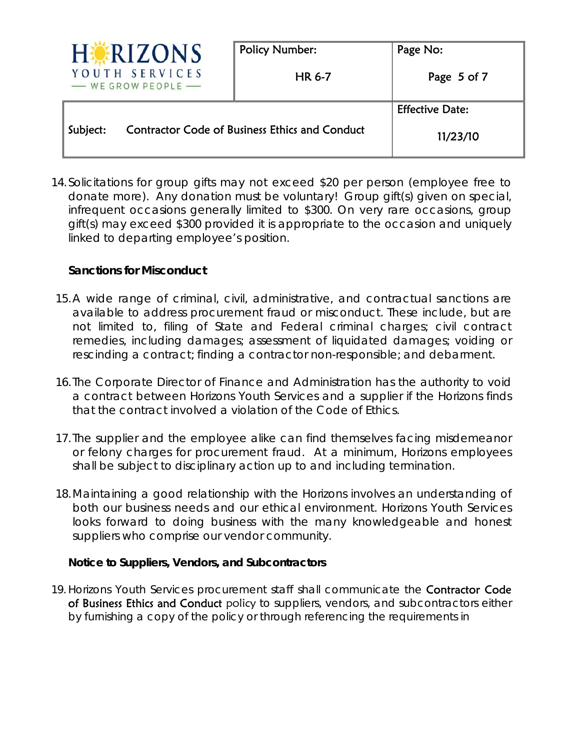14. Solicitations for group gifts may not exceed $20 per person (employee free to donate more). Any donation must be voluntary! Group gift(s) given on special, infrequent occasions generally limited to $300. On very rare occasions, group gift(s) may exceed $300 provided it is appropriate to the occasion and uniquely linked to departing employee's position.

**Sanctions for Misconduct**

15. A wide range of criminal, civil, administrative, and contractual sanctions are available to address procurement fraud or misconduct. These include, but are not limited to, filing of State and Federal criminal charges; civil contract remedies, including damages; assessment of liquidated damages; voiding or rescinding a contract; finding a contractor non-responsible; and debarment.

16. The Corporate Director of Finance and Administration has the authority to void a contract between Horizons Youth Services and a supplier if the Horizons finds that the contract involved a violation of the Code of Ethics.

17. The supplier and the employee alike can find themselves facing misdemeanor or felony charges for procurement fraud. At a minimum, Horizons employees shall be subject to disciplinary action up to and including termination.

18. Maintaining a good relationship with the Horizons involves an understanding of both our business needs and our ethical environment. Horizons Youth Services looks forward to doing business with the many knowledgeable and honest suppliers who comprise our vendor community.

**Notice to Suppliers, Vendors, and Subcontractors**

19. Horizons Youth Services procurement staff shall communicate the Contractor Code of Business Ethics and Conduct policy to suppliers, vendors, and subcontractors either by furnishing a copy of the policy or through referencing the requirements in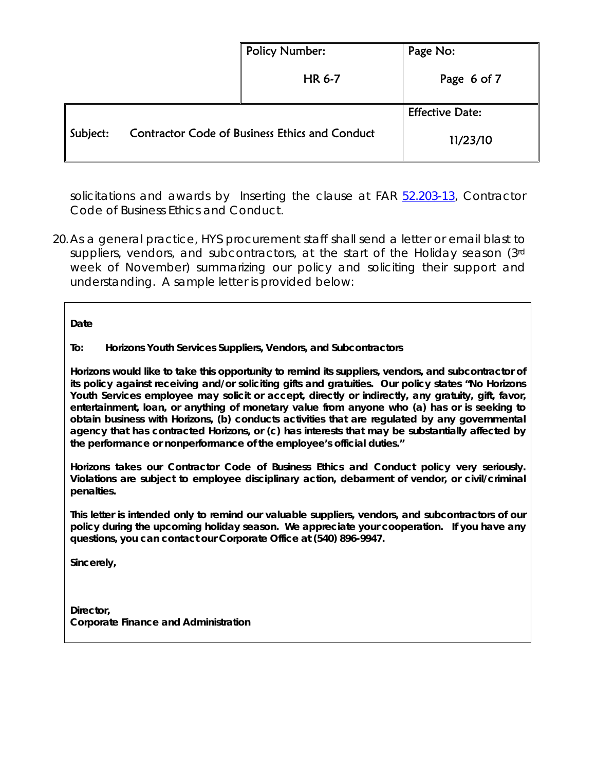solicitations and awards by Inserting the clause at FAR [52.203-13](), Contractor Code of Business Ethics and Conduct.

20. As a general practice, HYS procurement staff shall send a letter or email blast to suppliers, vendors, and subcontractors, at the start of the Holiday season (3rd week of November) summarizing our policy and soliciting their support and understanding. A sample letter is provided below:

**Date**

**To: Horizons Youth Services Suppliers, Vendors, and Subcontractors**

**Horizons would like to take this opportunity to remind its suppliers, vendors, and subcontractor of its policy against receiving and/or soliciting gifts and gratuities. Our policy states "No Horizons Youth Services employee may solicit or accept, directly or indirectly, any gratuity, gift, favor, entertainment, loan, or anything of monetary value from anyone who (a) has or is seeking to obtain business with Horizons, (b) conducts activities that are regulated by any governmental agency that has contracted Horizons, or (c) has interests that may be substantially affected by the performance or nonperformance of the employee's official duties."**

**Horizons takes our Contractor Code of Business Ethics and Conduct policy very seriously. Violations are subject to employee disciplinary action, debarment of vendor, or civil/criminal penalties.**

**This letter is intended only to remind our valuable suppliers, vendors, and subcontractors of our policy during the upcoming holiday season. We appreciate your cooperation. If you have any questions, you can contact our Corporate Office at (540) 896-9947.**

**Sincerely,**

**Director,**
**Corporate Finance and Administration**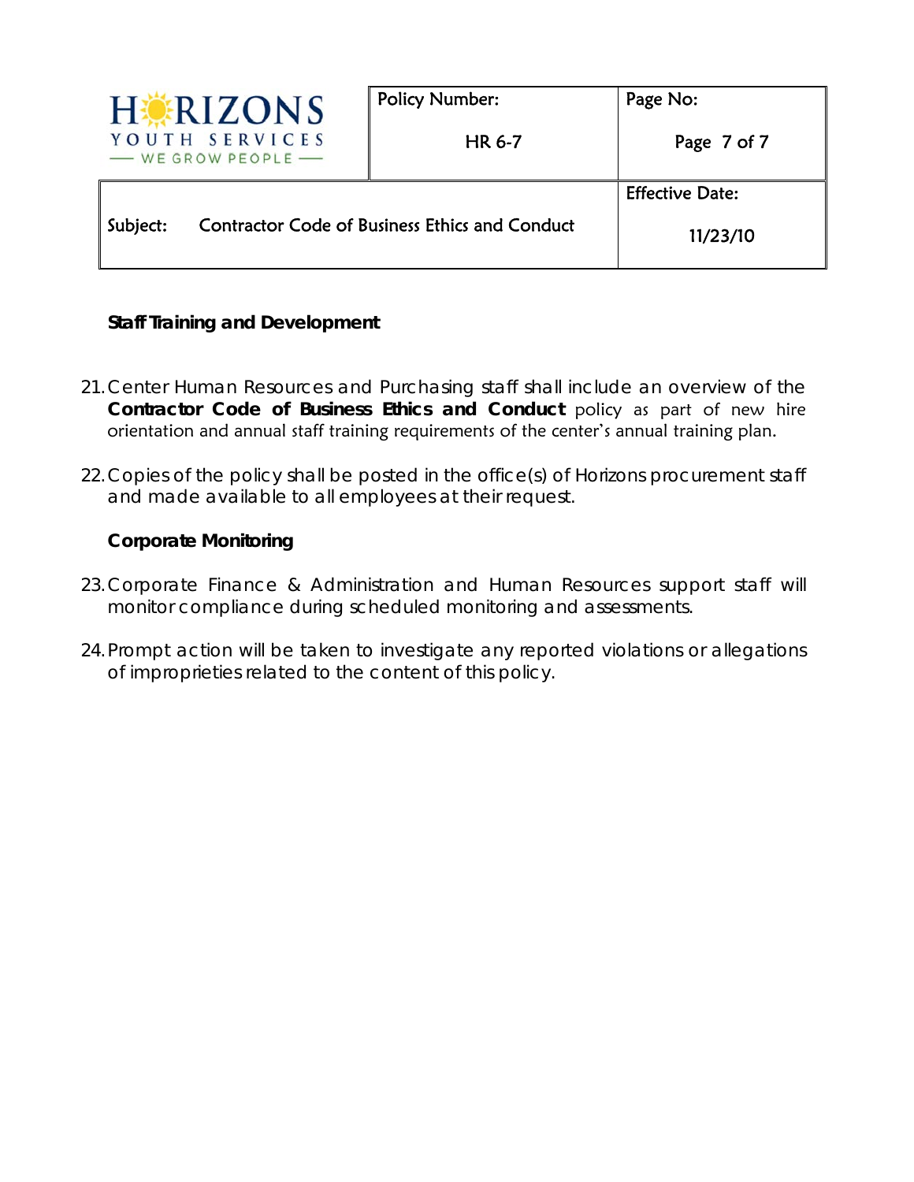| | | |
|---|---|---|
| HORIZONS YOUTH SERVICES — WE GROW PEOPLE — | Policy Number: HR 6-7 | Page No: Page 7 of 7 |
| Subject: Contractor Code of Business Ethics and Conduct | | Effective Date: 11/23/10 |

**Staff Training and Development**

21. Center Human Resources and Purchasing staff shall include an overview of the **Contractor Code of Business Ethics and Conduct** policy as part of new hire orientation and annual staff training requirements of the center's annual training plan.

22. Copies of the policy shall be posted in the office(s) of Horizons procurement staff and made available to all employees at their request.

**Corporate Monitoring**

23. Corporate Finance & Administration and Human Resources support staff will monitor compliance during scheduled monitoring and assessments.

24. Prompt action will be taken to investigate any reported violations or allegations of improprieties related to the content of this policy.